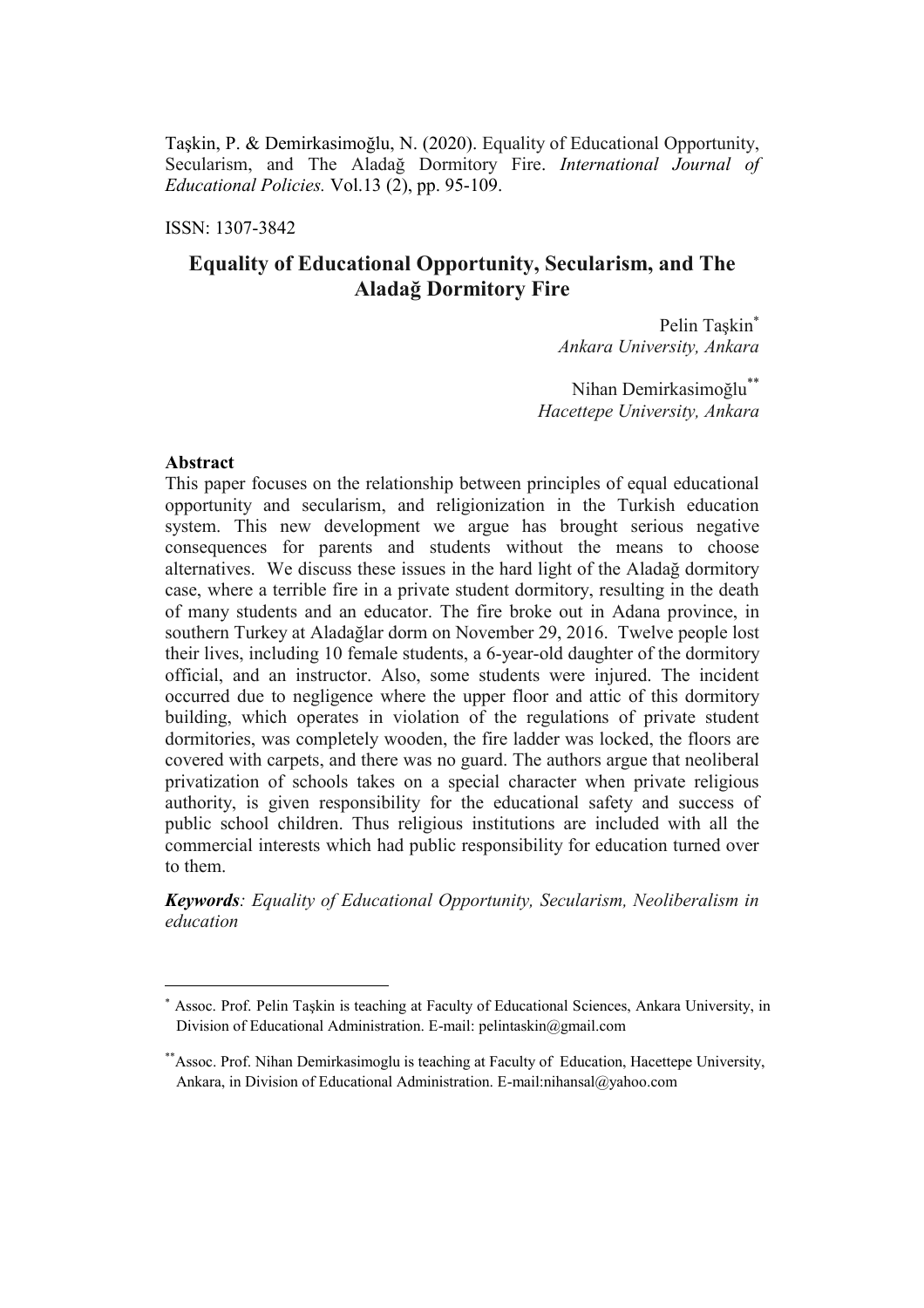Taşkin, P. & Demirkasimoğlu, N. (2020). Equality of Educational Opportunity, Secularism, and The Aladağ Dormitory Fire. *International Journal of Educational Policies.* Vol.13 (2), pp. 95-109.

ISSN: 1307-3842

# Equality of Educational Opportunity, Secularism, and The Aladağ Dormitory Fire

Pelin Taşkin[*]
*Ankara University, Ankara*

Nihan Demirkasimoğlu[**]
*Hacettepe University, Ankara*

**Abstract**

This paper focuses on the relationship between principles of equal educational opportunity and secularism, and religionization in the Turkish education system. This new development we argue has brought serious negative consequences for parents and students without the means to choose alternatives. We discuss these issues in the hard light of the Aladağ dormitory case, where a terrible fire in a private student dormitory, resulting in the death of many students and an educator. The fire broke out in Adana province, in southern Turkey at Aladağlar dorm on November 29, 2016. Twelve people lost their lives, including 10 female students, a 6-year-old daughter of the dormitory official, and an instructor. Also, some students were injured. The incident occurred due to negligence where the upper floor and attic of this dormitory building, which operates in violation of the regulations of private student dormitories, was completely wooden, the fire ladder was locked, the floors are covered with carpets, and there was no guard. The authors argue that neoliberal privatization of schools takes on a special character when private religious authority, is given responsibility for the educational safety and success of public school children. Thus religious institutions are included with all the commercial interests which had public responsibility for education turned over to them.

***Keywords**: Equality of Educational Opportunity, Secularism, Neoliberalism in education*

---

[*] Assoc. Prof. Pelin Taşkin is teaching at Faculty of Educational Sciences, Ankara University, in Division of Educational Administration. E-mail: pelintaskin@gmail.com

[**] Assoc. Prof. Nihan Demirkasimoglu is teaching at Faculty of Education, Hacettepe University, Ankara, in Division of Educational Administration. E-mail:nihansal@yahoo.com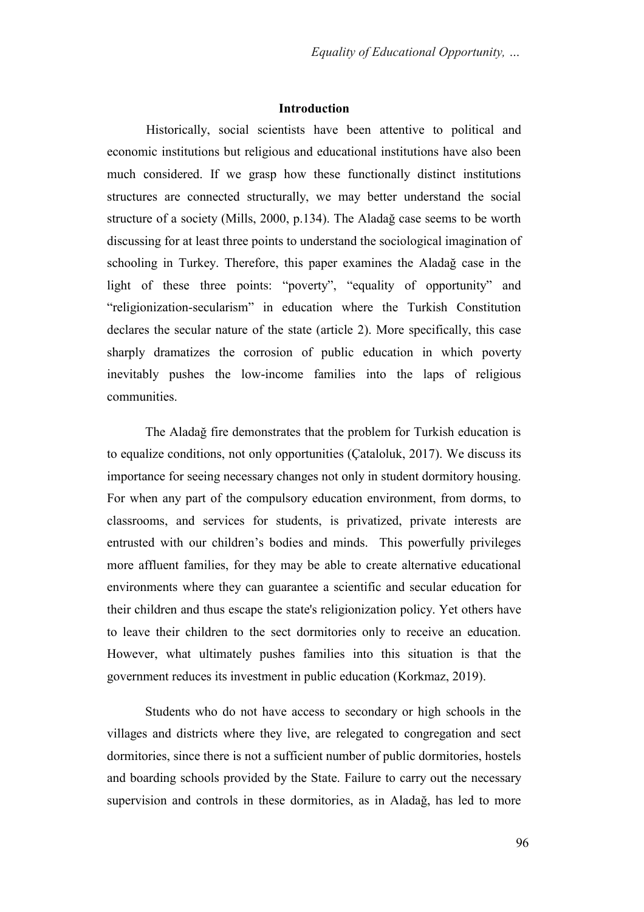## Introduction

Historically, social scientists have been attentive to political and economic institutions but religious and educational institutions have also been much considered. If we grasp how these functionally distinct institutions structures are connected structurally, we may better understand the social structure of a society (Mills, 2000, p.134). The Aladağ case seems to be worth discussing for at least three points to understand the sociological imagination of schooling in Turkey. Therefore, this paper examines the Aladağ case in the light of these three points: "poverty", "equality of opportunity" and "religionization-secularism" in education where the Turkish Constitution declares the secular nature of the state (article 2). More specifically, this case sharply dramatizes the corrosion of public education in which poverty inevitably pushes the low-income families into the laps of religious communities.

The Aladağ fire demonstrates that the problem for Turkish education is to equalize conditions, not only opportunities (Çataloluk, 2017). We discuss its importance for seeing necessary changes not only in student dormitory housing. For when any part of the compulsory education environment, from dorms, to classrooms, and services for students, is privatized, private interests are entrusted with our children's bodies and minds. This powerfully privileges more affluent families, for they may be able to create alternative educational environments where they can guarantee a scientific and secular education for their children and thus escape the state's religionization policy. Yet others have to leave their children to the sect dormitories only to receive an education. However, what ultimately pushes families into this situation is that the government reduces its investment in public education (Korkmaz, 2019).

Students who do not have access to secondary or high schools in the villages and districts where they live, are relegated to congregation and sect dormitories, since there is not a sufficient number of public dormitories, hostels and boarding schools provided by the State. Failure to carry out the necessary supervision and controls in these dormitories, as in Aladağ, has led to more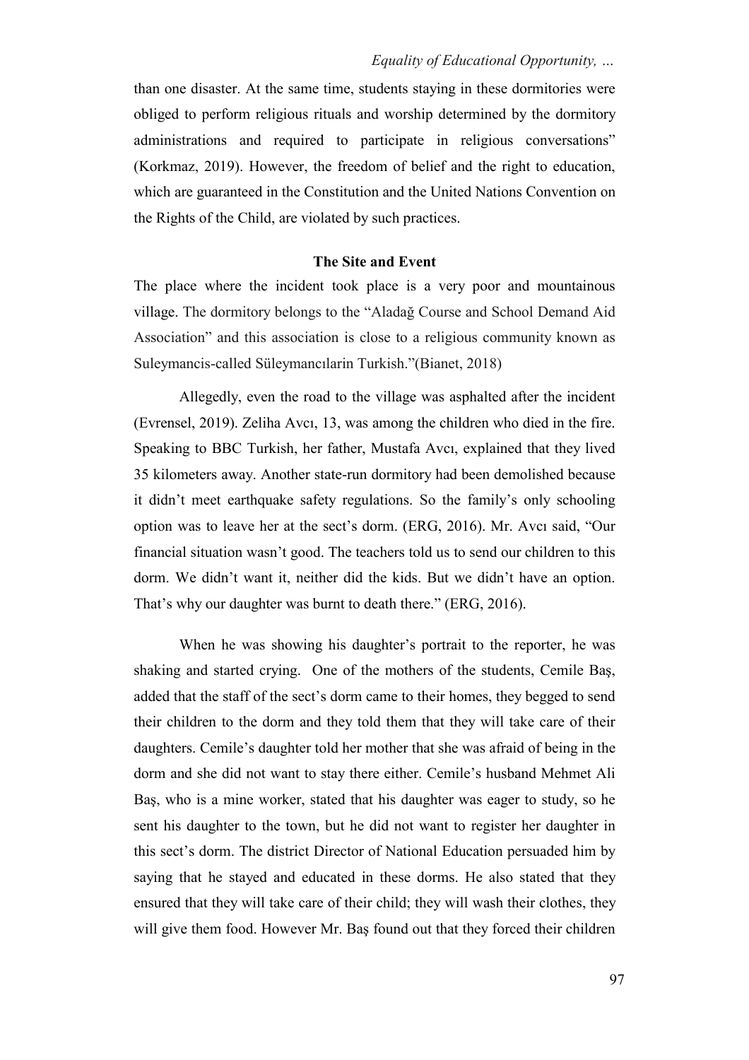than one disaster. At the same time, students staying in these dormitories were obliged to perform religious rituals and worship determined by the dormitory administrations and required to participate in religious conversations" (Korkmaz, 2019). However, the freedom of belief and the right to education, which are guaranteed in the Constitution and the United Nations Convention on the Rights of the Child, are violated by such practices.

## The Site and Event

The place where the incident took place is a very poor and mountainous village. The dormitory belongs to the "Aladağ Course and School Demand Aid Association" and this association is close to a religious community known as Suleymancis-called Süleymancılarin Turkish."(Bianet, 2018)

Allegedly, even the road to the village was asphalted after the incident (Evrensel, 2019). Zeliha Avcı, 13, was among the children who died in the fire. Speaking to BBC Turkish, her father, Mustafa Avcı, explained that they lived 35 kilometers away. Another state-run dormitory had been demolished because it didn't meet earthquake safety regulations. So the family's only schooling option was to leave her at the sect's dorm. (ERG, 2016). Mr. Avcı said, "Our financial situation wasn't good. The teachers told us to send our children to this dorm. We didn't want it, neither did the kids. But we didn't have an option. That's why our daughter was burnt to death there." (ERG, 2016).

When he was showing his daughter's portrait to the reporter, he was shaking and started crying. One of the mothers of the students, Cemile Baş, added that the staff of the sect's dorm came to their homes, they begged to send their children to the dorm and they told them that they will take care of their daughters. Cemile's daughter told her mother that she was afraid of being in the dorm and she did not want to stay there either. Cemile's husband Mehmet Ali Baş, who is a mine worker, stated that his daughter was eager to study, so he sent his daughter to the town, but he did not want to register her daughter in this sect's dorm. The district Director of National Education persuaded him by saying that he stayed and educated in these dorms. He also stated that they ensured that they will take care of their child; they will wash their clothes, they will give them food. However Mr. Baş found out that they forced their children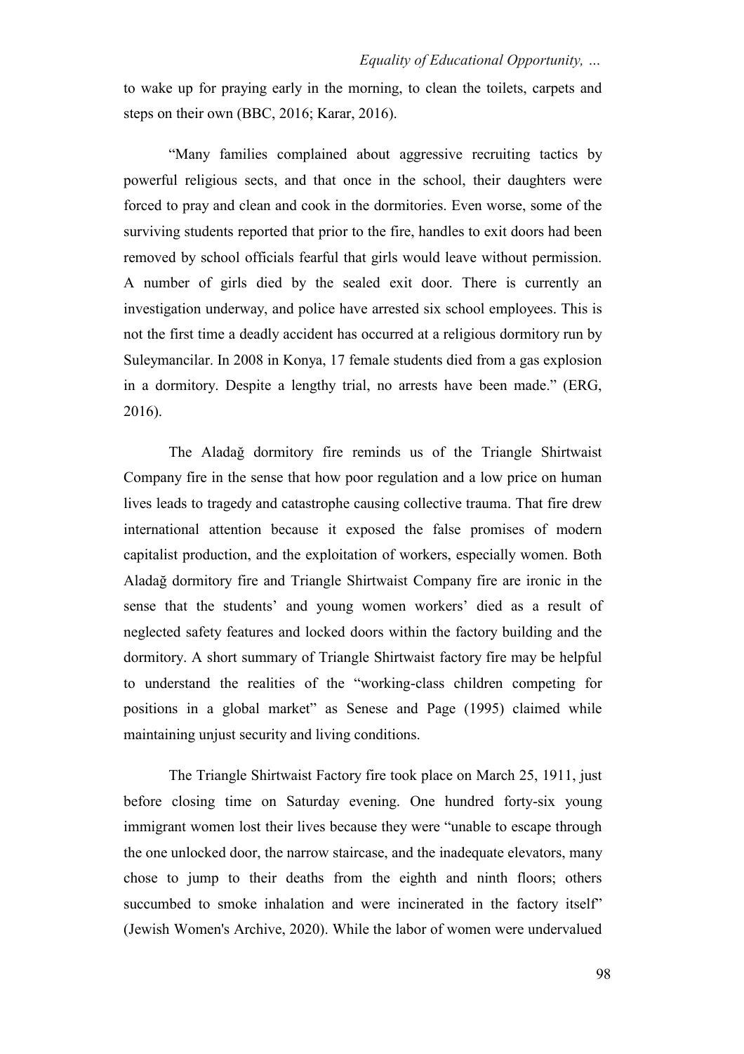to wake up for praying early in the morning, to clean the toilets, carpets and steps on their own (BBC, 2016; Karar, 2016).

"Many families complained about aggressive recruiting tactics by powerful religious sects, and that once in the school, their daughters were forced to pray and clean and cook in the dormitories. Even worse, some of the surviving students reported that prior to the fire, handles to exit doors had been removed by school officials fearful that girls would leave without permission. A number of girls died by the sealed exit door. There is currently an investigation underway, and police have arrested six school employees. This is not the first time a deadly accident has occurred at a religious dormitory run by Suleymancilar. In 2008 in Konya, 17 female students died from a gas explosion in a dormitory. Despite a lengthy trial, no arrests have been made." (ERG, 2016).

The Aladağ dormitory fire reminds us of the Triangle Shirtwaist Company fire in the sense that how poor regulation and a low price on human lives leads to tragedy and catastrophe causing collective trauma. That fire drew international attention because it exposed the false promises of modern capitalist production, and the exploitation of workers, especially women. Both Aladağ dormitory fire and Triangle Shirtwaist Company fire are ironic in the sense that the students' and young women workers' died as a result of neglected safety features and locked doors within the factory building and the dormitory. A short summary of Triangle Shirtwaist factory fire may be helpful to understand the realities of the "working-class children competing for positions in a global market" as Senese and Page (1995) claimed while maintaining unjust security and living conditions.

The Triangle Shirtwaist Factory fire took place on March 25, 1911, just before closing time on Saturday evening. One hundred forty-six young immigrant women lost their lives because they were "unable to escape through the one unlocked door, the narrow staircase, and the inadequate elevators, many chose to jump to their deaths from the eighth and ninth floors; others succumbed to smoke inhalation and were incinerated in the factory itself" (Jewish Women's Archive, 2020). While the labor of women were undervalued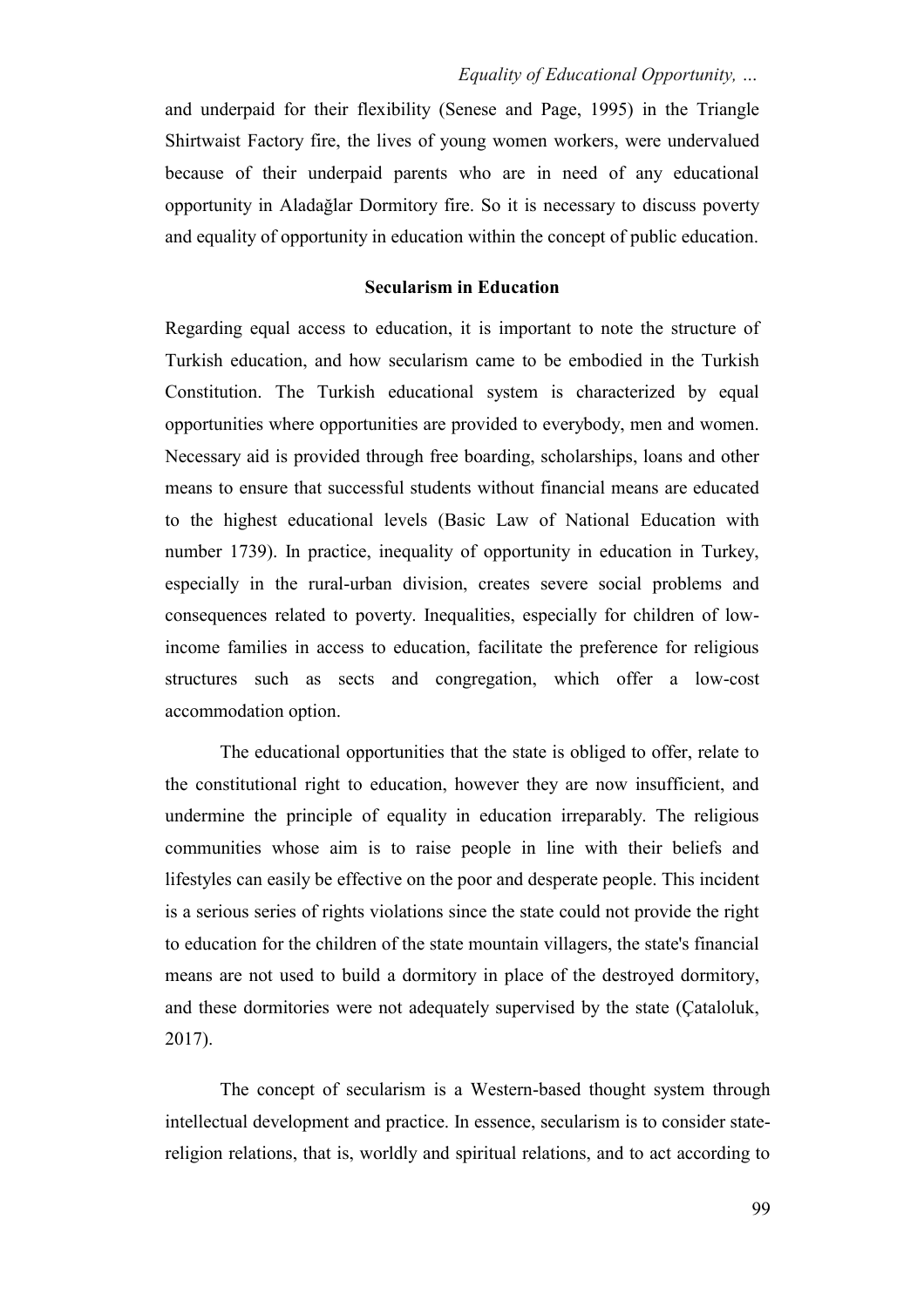and underpaid for their flexibility (Senese and Page, 1995) in the Triangle Shirtwaist Factory fire, the lives of young women workers, were undervalued because of their underpaid parents who are in need of any educational opportunity in Aladağlar Dormitory fire. So it is necessary to discuss poverty and equality of opportunity in education within the concept of public education.

## Secularism in Education

Regarding equal access to education, it is important to note the structure of Turkish education, and how secularism came to be embodied in the Turkish Constitution. The Turkish educational system is characterized by equal opportunities where opportunities are provided to everybody, men and women. Necessary aid is provided through free boarding, scholarships, loans and other means to ensure that successful students without financial means are educated to the highest educational levels (Basic Law of National Education with number 1739). In practice, inequality of opportunity in education in Turkey, especially in the rural-urban division, creates severe social problems and consequences related to poverty. Inequalities, especially for children of low-income families in access to education, facilitate the preference for religious structures such as sects and congregation, which offer a low-cost accommodation option.

The educational opportunities that the state is obliged to offer, relate to the constitutional right to education, however they are now insufficient, and undermine the principle of equality in education irreparably. The religious communities whose aim is to raise people in line with their beliefs and lifestyles can easily be effective on the poor and desperate people. This incident is a serious series of rights violations since the state could not provide the right to education for the children of the state mountain villagers, the state's financial means are not used to build a dormitory in place of the destroyed dormitory, and these dormitories were not adequately supervised by the state (Çataloluk, 2017).

The concept of secularism is a Western-based thought system through intellectual development and practice. In essence, secularism is to consider state-religion relations, that is, worldly and spiritual relations, and to act according to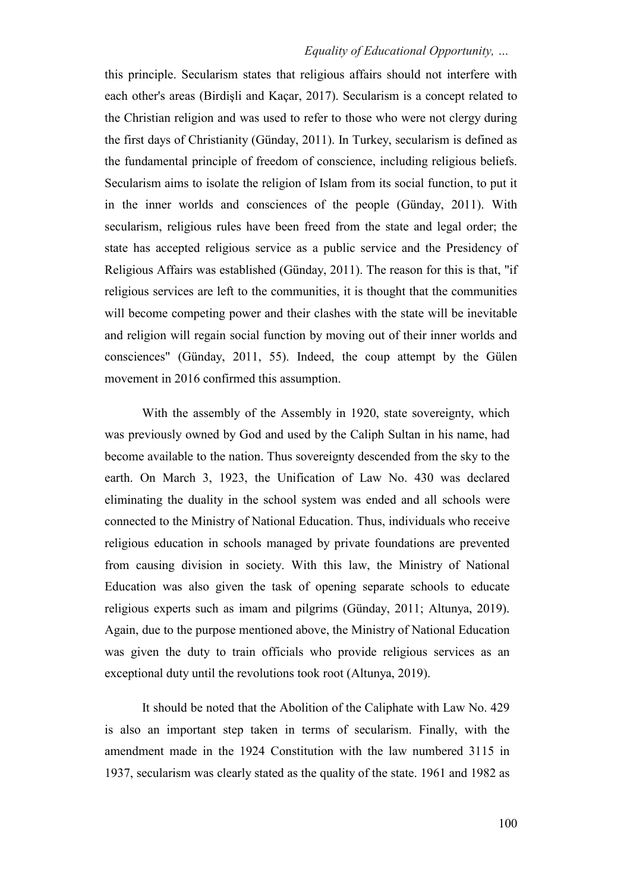this principle. Secularism states that religious affairs should not interfere with each other's areas (Birdişli and Kaçar, 2017). Secularism is a concept related to the Christian religion and was used to refer to those who were not clergy during the first days of Christianity (Günday, 2011). In Turkey, secularism is defined as the fundamental principle of freedom of conscience, including religious beliefs. Secularism aims to isolate the religion of Islam from its social function, to put it in the inner worlds and consciences of the people (Günday, 2011). With secularism, religious rules have been freed from the state and legal order; the state has accepted religious service as a public service and the Presidency of Religious Affairs was established (Günday, 2011). The reason for this is that, "if religious services are left to the communities, it is thought that the communities will become competing power and their clashes with the state will be inevitable and religion will regain social function by moving out of their inner worlds and consciences" (Günday, 2011, 55). Indeed, the coup attempt by the Gülen movement in 2016 confirmed this assumption.

With the assembly of the Assembly in 1920, state sovereignty, which was previously owned by God and used by the Caliph Sultan in his name, had become available to the nation. Thus sovereignty descended from the sky to the earth. On March 3, 1923, the Unification of Law No. 430 was declared eliminating the duality in the school system was ended and all schools were connected to the Ministry of National Education. Thus, individuals who receive religious education in schools managed by private foundations are prevented from causing division in society. With this law, the Ministry of National Education was also given the task of opening separate schools to educate religious experts such as imam and pilgrims (Günday, 2011; Altunya, 2019). Again, due to the purpose mentioned above, the Ministry of National Education was given the duty to train officials who provide religious services as an exceptional duty until the revolutions took root (Altunya, 2019).

It should be noted that the Abolition of the Caliphate with Law No. 429 is also an important step taken in terms of secularism. Finally, with the amendment made in the 1924 Constitution with the law numbered 3115 in 1937, secularism was clearly stated as the quality of the state. 1961 and 1982 as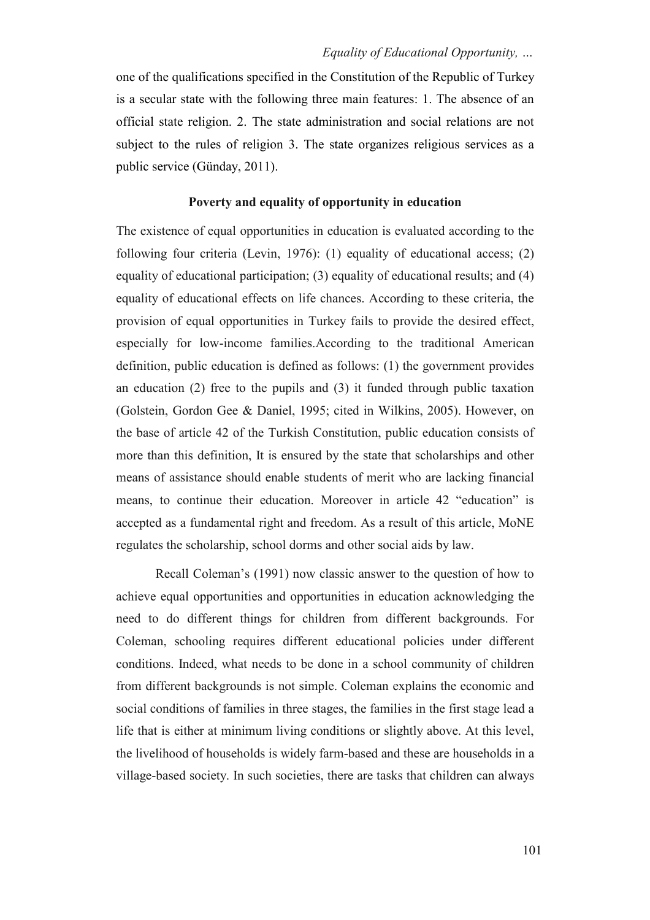one of the qualifications specified in the Constitution of the Republic of Turkey is a secular state with the following three main features: 1. The absence of an official state religion. 2. The state administration and social relations are not subject to the rules of religion 3. The state organizes religious services as a public service (Günday, 2011).

### Poverty and equality of opportunity in education

The existence of equal opportunities in education is evaluated according to the following four criteria (Levin, 1976): (1) equality of educational access; (2) equality of educational participation; (3) equality of educational results; and (4) equality of educational effects on life chances. According to these criteria, the provision of equal opportunities in Turkey fails to provide the desired effect, especially for low-income families.According to the traditional American definition, public education is defined as follows: (1) the government provides an education (2) free to the pupils and (3) it funded through public taxation (Golstein, Gordon Gee & Daniel, 1995; cited in Wilkins, 2005). However, on the base of article 42 of the Turkish Constitution, public education consists of more than this definition, It is ensured by the state that scholarships and other means of assistance should enable students of merit who are lacking financial means, to continue their education. Moreover in article 42 "education" is accepted as a fundamental right and freedom. As a result of this article, MoNE regulates the scholarship, school dorms and other social aids by law.

Recall Coleman's (1991) now classic answer to the question of how to achieve equal opportunities and opportunities in education acknowledging the need to do different things for children from different backgrounds. For Coleman, schooling requires different educational policies under different conditions. Indeed, what needs to be done in a school community of children from different backgrounds is not simple. Coleman explains the economic and social conditions of families in three stages, the families in the first stage lead a life that is either at minimum living conditions or slightly above. At this level, the livelihood of households is widely farm-based and these are households in a village-based society. In such societies, there are tasks that children can always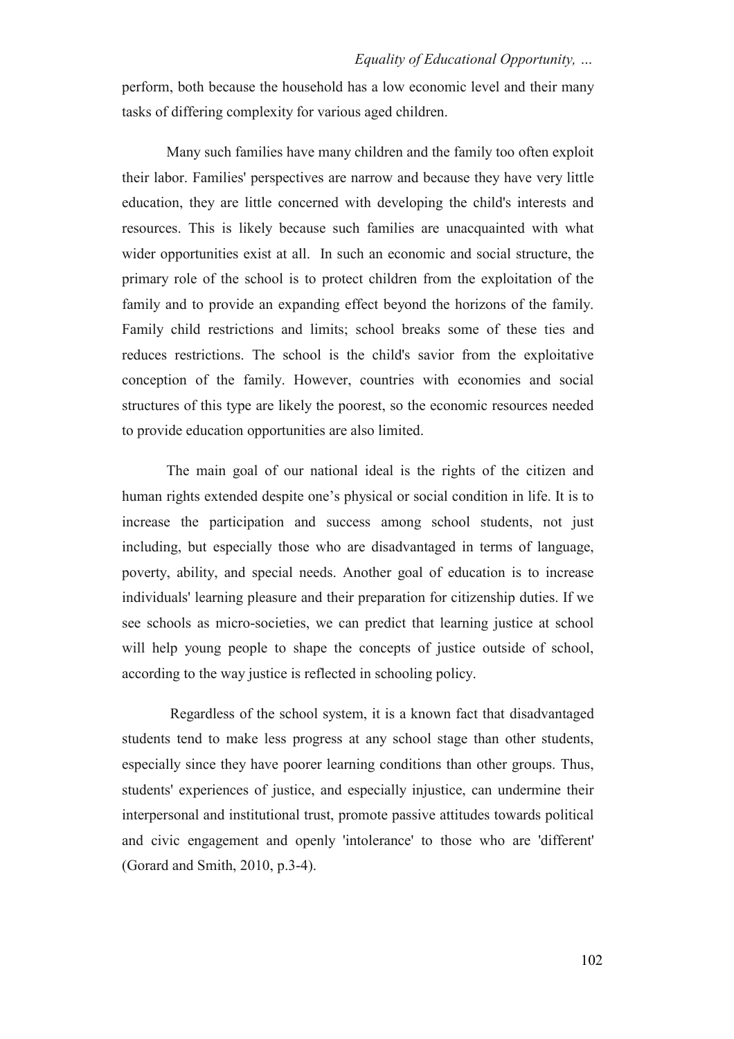perform, both because the household has a low economic level and their many tasks of differing complexity for various aged children.

Many such families have many children and the family too often exploit their labor. Families' perspectives are narrow and because they have very little education, they are little concerned with developing the child's interests and resources. This is likely because such families are unacquainted with what wider opportunities exist at all. In such an economic and social structure, the primary role of the school is to protect children from the exploitation of the family and to provide an expanding effect beyond the horizons of the family. Family child restrictions and limits; school breaks some of these ties and reduces restrictions. The school is the child's savior from the exploitative conception of the family. However, countries with economies and social structures of this type are likely the poorest, so the economic resources needed to provide education opportunities are also limited.

The main goal of our national ideal is the rights of the citizen and human rights extended despite one's physical or social condition in life. It is to increase the participation and success among school students, not just including, but especially those who are disadvantaged in terms of language, poverty, ability, and special needs. Another goal of education is to increase individuals' learning pleasure and their preparation for citizenship duties. If we see schools as micro-societies, we can predict that learning justice at school will help young people to shape the concepts of justice outside of school, according to the way justice is reflected in schooling policy.

Regardless of the school system, it is a known fact that disadvantaged students tend to make less progress at any school stage than other students, especially since they have poorer learning conditions than other groups. Thus, students' experiences of justice, and especially injustice, can undermine their interpersonal and institutional trust, promote passive attitudes towards political and civic engagement and openly 'intolerance' to those who are 'different' (Gorard and Smith, 2010, p.3-4).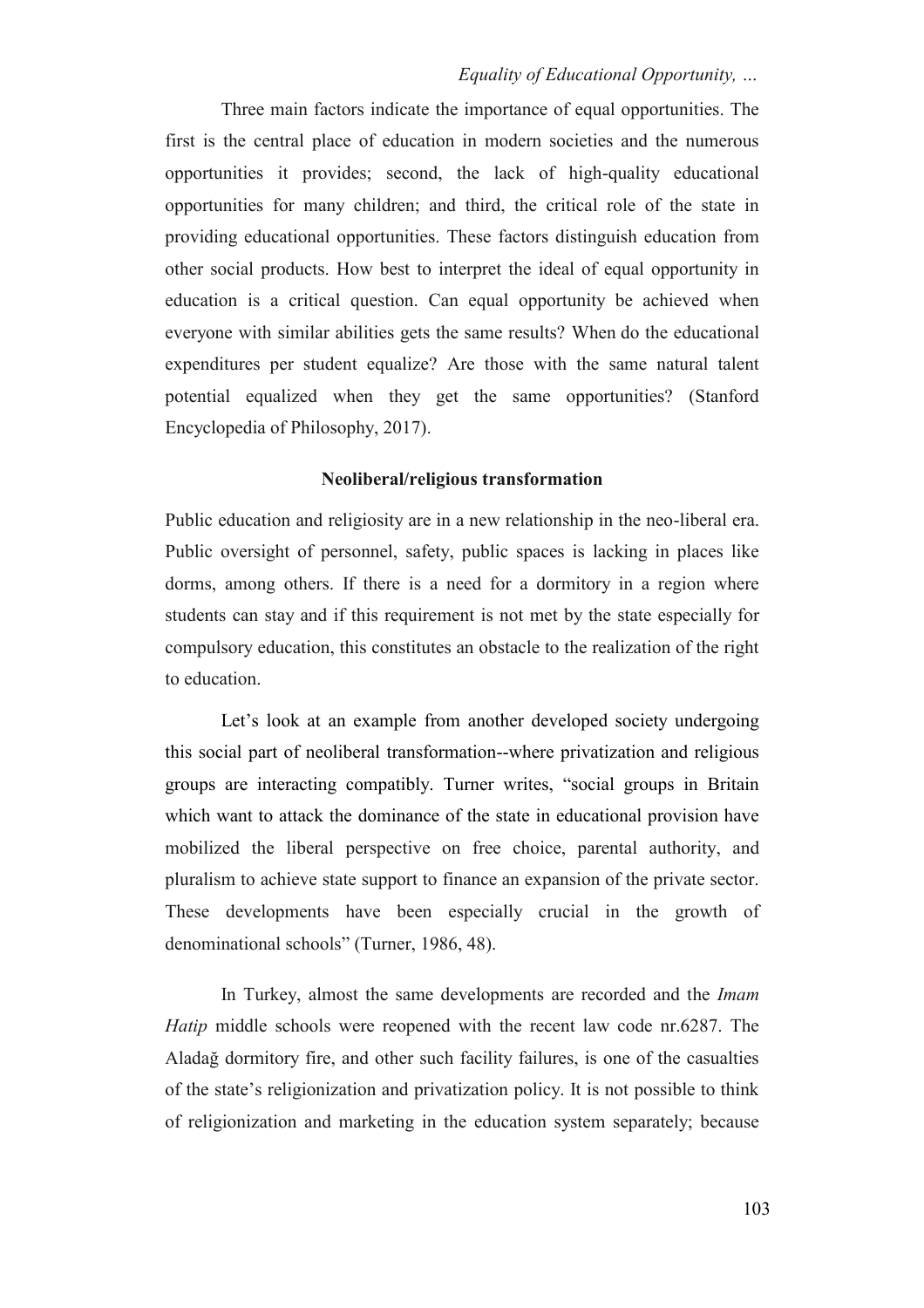Three main factors indicate the importance of equal opportunities. The first is the central place of education in modern societies and the numerous opportunities it provides; second, the lack of high-quality educational opportunities for many children; and third, the critical role of the state in providing educational opportunities. These factors distinguish education from other social products. How best to interpret the ideal of equal opportunity in education is a critical question. Can equal opportunity be achieved when everyone with similar abilities gets the same results? When do the educational expenditures per student equalize? Are those with the same natural talent potential equalized when they get the same opportunities? (Stanford Encyclopedia of Philosophy, 2017).

## Neoliberal/religious transformation

Public education and religiosity are in a new relationship in the neo-liberal era. Public oversight of personnel, safety, public spaces is lacking in places like dorms, among others. If there is a need for a dormitory in a region where students can stay and if this requirement is not met by the state especially for compulsory education, this constitutes an obstacle to the realization of the right to education.

Let's look at an example from another developed society undergoing this social part of neoliberal transformation--where privatization and religious groups are interacting compatibly. Turner writes, "social groups in Britain which want to attack the dominance of the state in educational provision have mobilized the liberal perspective on free choice, parental authority, and pluralism to achieve state support to finance an expansion of the private sector. These developments have been especially crucial in the growth of denominational schools" (Turner, 1986, 48).

In Turkey, almost the same developments are recorded and the *Imam Hatip* middle schools were reopened with the recent law code nr.6287. The Aladağ dormitory fire, and other such facility failures, is one of the casualties of the state's religionization and privatization policy. It is not possible to think of religionization and marketing in the education system separately; because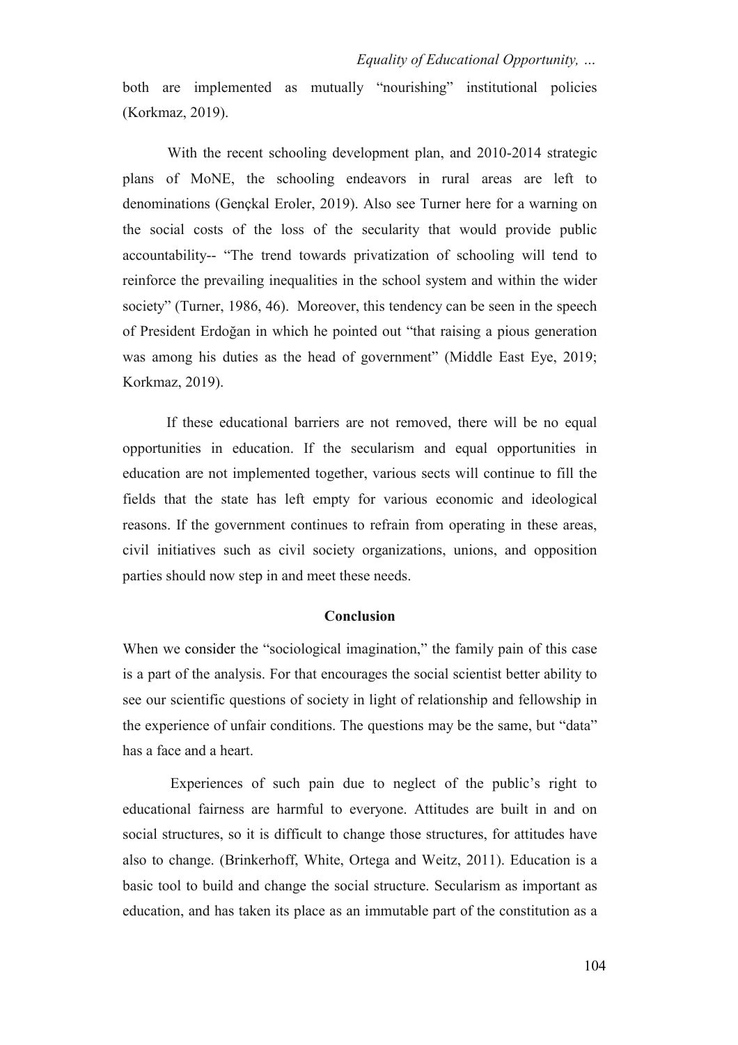both are implemented as mutually "nourishing" institutional policies (Korkmaz, 2019).

With the recent schooling development plan, and 2010-2014 strategic plans of MoNE, the schooling endeavors in rural areas are left to denominations (Gençkal Eroler, 2019). Also see Turner here for a warning on the social costs of the loss of the secularity that would provide public accountability-- "The trend towards privatization of schooling will tend to reinforce the prevailing inequalities in the school system and within the wider society" (Turner, 1986, 46). Moreover, this tendency can be seen in the speech of President Erdoğan in which he pointed out "that raising a pious generation was among his duties as the head of government" (Middle East Eye, 2019; Korkmaz, 2019).

If these educational barriers are not removed, there will be no equal opportunities in education. If the secularism and equal opportunities in education are not implemented together, various sects will continue to fill the fields that the state has left empty for various economic and ideological reasons. If the government continues to refrain from operating in these areas, civil initiatives such as civil society organizations, unions, and opposition parties should now step in and meet these needs.

## Conclusion

When we consider the "sociological imagination," the family pain of this case is a part of the analysis. For that encourages the social scientist better ability to see our scientific questions of society in light of relationship and fellowship in the experience of unfair conditions. The questions may be the same, but "data" has a face and a heart.

Experiences of such pain due to neglect of the public's right to educational fairness are harmful to everyone. Attitudes are built in and on social structures, so it is difficult to change those structures, for attitudes have also to change. (Brinkerhoff, White, Ortega and Weitz, 2011). Education is a basic tool to build and change the social structure. Secularism as important as education, and has taken its place as an immutable part of the constitution as a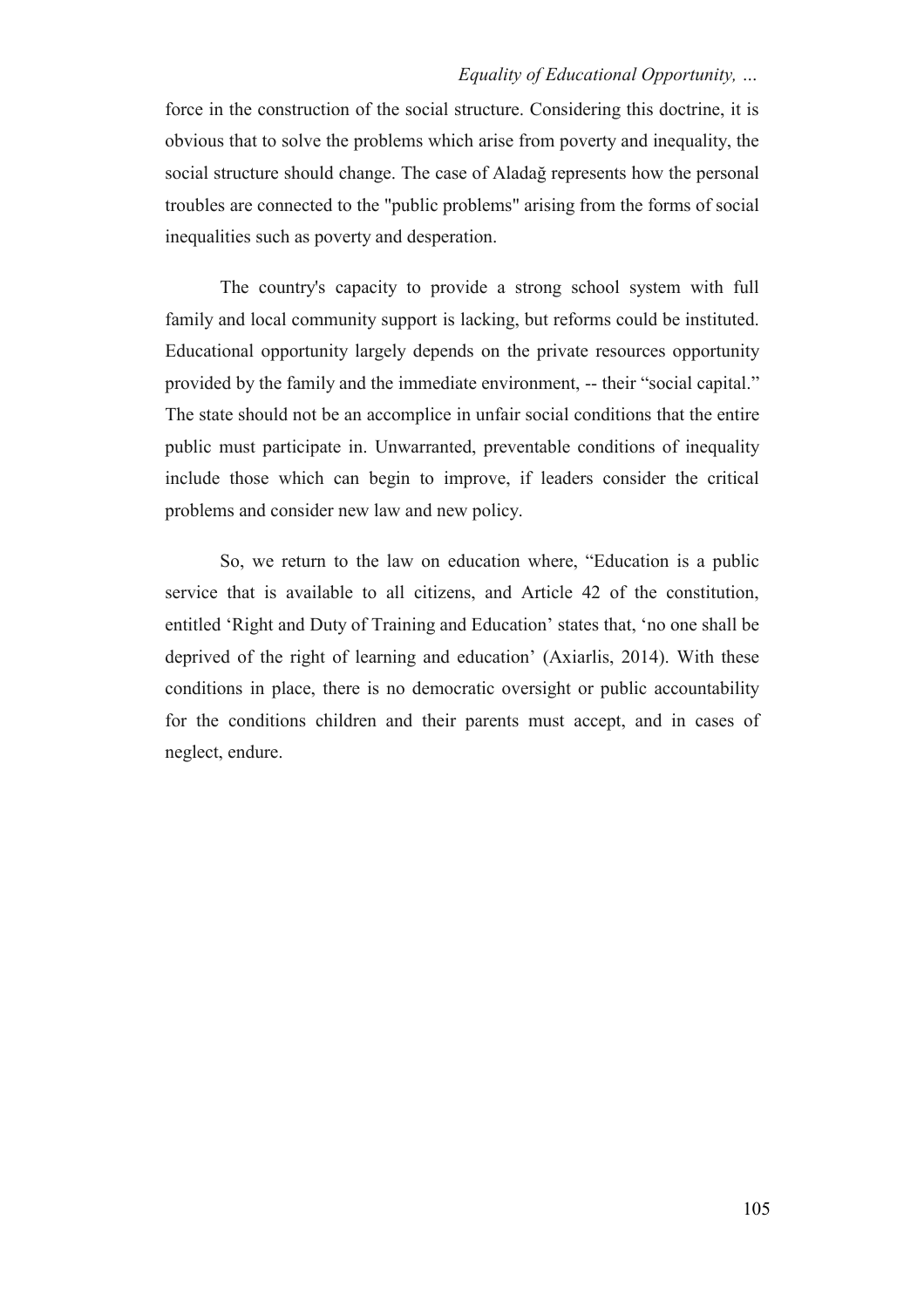force in the construction of the social structure. Considering this doctrine, it is obvious that to solve the problems which arise from poverty and inequality, the social structure should change. The case of Aladağ represents how the personal troubles are connected to the "public problems" arising from the forms of social inequalities such as poverty and desperation.

The country's capacity to provide a strong school system with full family and local community support is lacking, but reforms could be instituted. Educational opportunity largely depends on the private resources opportunity provided by the family and the immediate environment, -- their "social capital." The state should not be an accomplice in unfair social conditions that the entire public must participate in. Unwarranted, preventable conditions of inequality include those which can begin to improve, if leaders consider the critical problems and consider new law and new policy.

So, we return to the law on education where, "Education is a public service that is available to all citizens, and Article 42 of the constitution, entitled 'Right and Duty of Training and Education' states that, 'no one shall be deprived of the right of learning and education' (Axiarlis, 2014). With these conditions in place, there is no democratic oversight or public accountability for the conditions children and their parents must accept, and in cases of neglect, endure.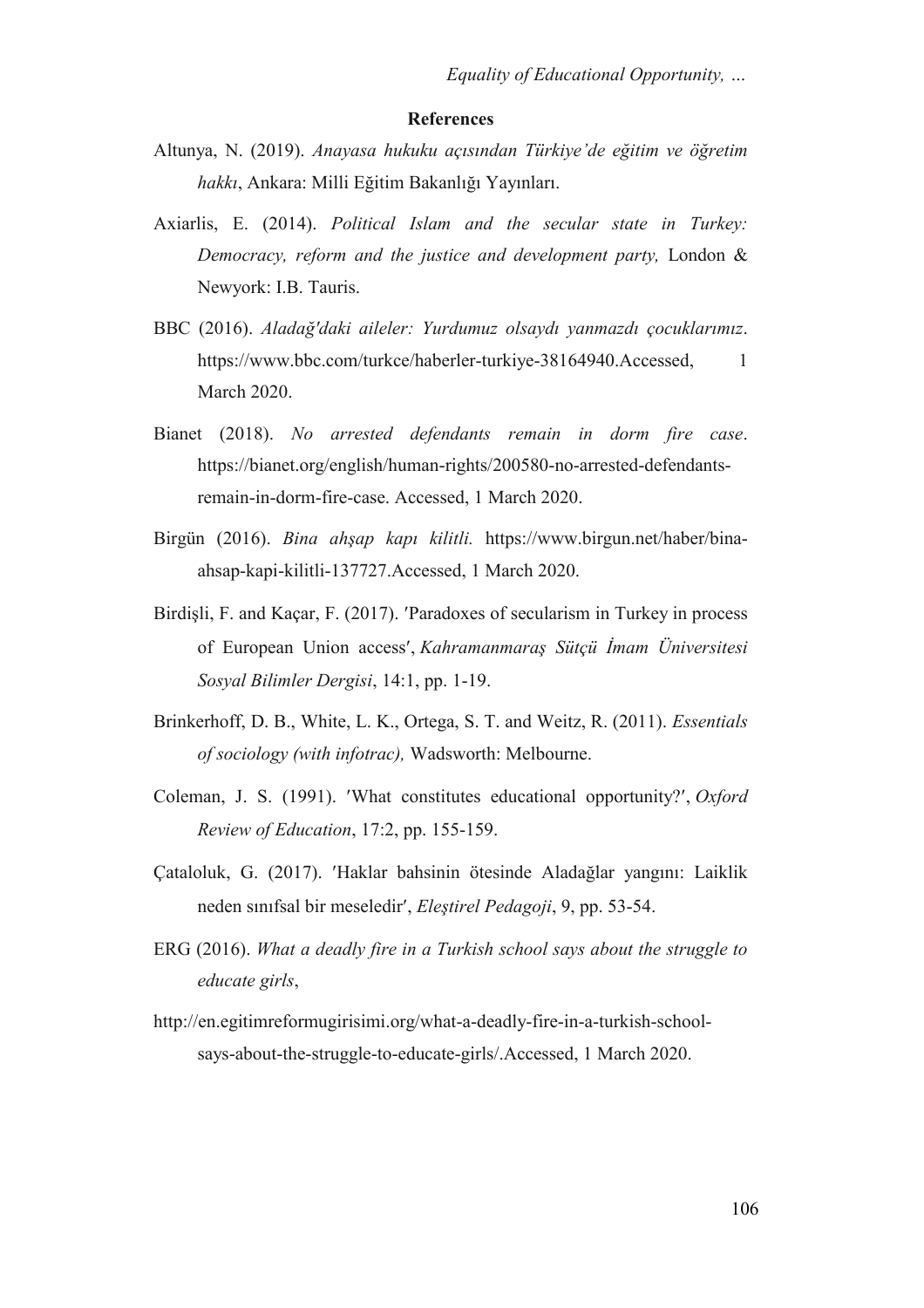### References

Altunya, N. (2019). *Anayasa hukuku açısından Türkiye'de eğitim ve öğretim hakkı*, Ankara: Milli Eğitim Bakanlığı Yayınları.

Axiarlis, E. (2014). *Political Islam and the secular state in Turkey: Democracy, reform and the justice and development party,* London & Newyork: I.B. Tauris.

BBC (2016). *Aladağ'daki aileler: Yurdumuz olsaydı yanmazdı çocuklarımız*. https://www.bbc.com/turkce/haberler-turkiye-38164940.Accessed, 1 March 2020.

Bianet (2018). *No arrested defendants remain in dorm fire case*. https://bianet.org/english/human-rights/200580-no-arrested-defendants-remain-in-dorm-fire-case. Accessed, 1 March 2020.

Birgün (2016). *Bina ahşap kapı kilitli.* https://www.birgun.net/haber/bina-ahsap-kapi-kilitli-137727.Accessed, 1 March 2020.

Birdişli, F. and Kaçar, F. (2017). 'Paradoxes of secularism in Turkey in process of European Union access', *Kahramanmaraş Sütçü İmam Üniversitesi Sosyal Bilimler Dergisi*, 14:1, pp. 1-19.

Brinkerhoff, D. B., White, L. K., Ortega, S. T. and Weitz, R. (2011). *Essentials of sociology (with infotrac),* Wadsworth: Melbourne.

Coleman, J. S. (1991). 'What constitutes educational opportunity?', *Oxford Review of Education*, 17:2, pp. 155-159.

Çataloluk, G. (2017). 'Haklar bahsinin ötesinde Aladağlar yangını: Laiklik neden sınıfsal bir meseledir', *Eleştirel Pedagoji*, 9, pp. 53-54.

ERG (2016). *What a deadly fire in a Turkish school says about the struggle to educate girls*,

http://en.egitimreformugirisimi.org/what-a-deadly-fire-in-a-turkish-school-says-about-the-struggle-to-educate-girls/.Accessed, 1 March 2020.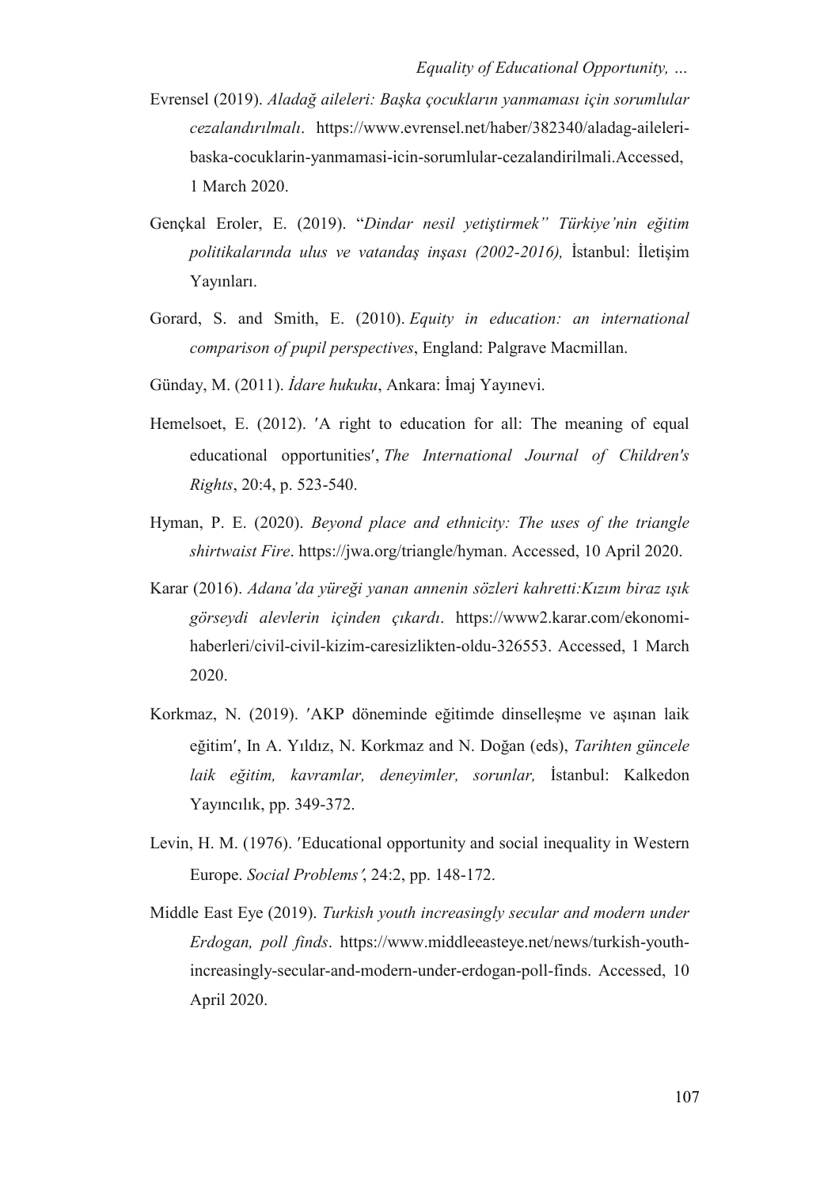Evrensel (2019). *Aladağ aileleri: Başka çocukların yanmaması için sorumlular cezalandırılmalı*. https://www.evrensel.net/haber/382340/aladag-aileleri-baska-cocuklarin-yanmamasi-icin-sorumlular-cezalandirilmali.Accessed, 1 March 2020.

Gençkal Eroler, E. (2019). "*Dindar nesil yetiştirmek" Türkiye'nin eğitim politikalarında ulus ve vatandaş inşası (2002-2016),* İstanbul: İletişim Yayınları.

Gorard, S. and Smith, E. (2010). *Equity in education: an international comparison of pupil perspectives*, England: Palgrave Macmillan.

Günday, M. (2011). *İdare hukuku*, Ankara: İmaj Yayınevi.

Hemelsoet, E. (2012). ′A right to education for all: The meaning of equal educational opportunities′, *The International Journal of Children's Rights*, 20:4, p. 523-540.

Hyman, P. E. (2020). *Beyond place and ethnicity: The uses of the triangle shirtwaist Fire*. https://jwa.org/triangle/hyman. Accessed, 10 April 2020.

Karar (2016). *Adana'da yüreği yanan annenin sözleri kahretti:Kızım biraz ışık görseydi alevlerin içinden çıkardı*. https://www2.karar.com/ekonomi-haberleri/civil-civil-kizim-caresizlikten-oldu-326553. Accessed, 1 March 2020.

Korkmaz, N. (2019). ′AKP döneminde eğitimde dinselleşme ve aşınan laik eğitim′, In A. Yıldız, N. Korkmaz and N. Doğan (eds), *Tarihten güncele laik eğitim, kavramlar, deneyimler, sorunlar,* İstanbul: Kalkedon Yayıncılık, pp. 349-372.

Levin, H. M. (1976). ′Educational opportunity and social inequality in Western Europe. *Social Problems′*, 24:2, pp. 148-172.

Middle East Eye (2019). *Turkish youth increasingly secular and modern under Erdogan, poll finds*. https://www.middleeasteye.net/news/turkish-youth-increasingly-secular-and-modern-under-erdogan-poll-finds. Accessed, 10 April 2020.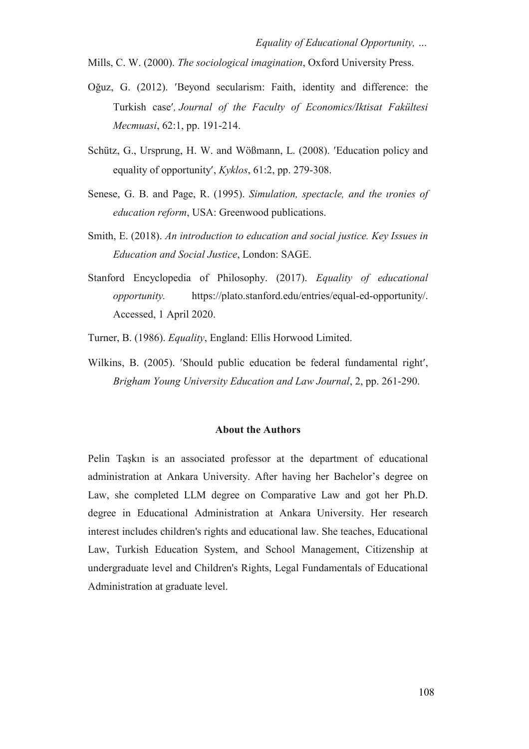Mills, C. W. (2000). *The sociological imagination*, Oxford University Press.

Oğuz, G. (2012). ′Beyond secularism: Faith, identity and difference: the Turkish case′, *Journal of the Faculty of Economics/Iktisat Fakültesi Mecmuasi*, 62:1, pp. 191-214.

Schütz, G., Ursprung, H. W. and Wößmann, L. (2008). ′Education policy and equality of opportunity′, *Kyklos*, 61:2, pp. 279-308.

Senese, G. B. and Page, R. (1995). *Simulation, spectacle, and the ıronies of education reform*, USA: Greenwood publications.

Smith, E. (2018). *An introduction to education and social justice. Key Issues in Education and Social Justice*, London: SAGE.

Stanford Encyclopedia of Philosophy. (2017). *Equality of educational opportunity.* https://plato.stanford.edu/entries/equal-ed-opportunity/. Accessed, 1 April 2020.

Turner, B. (1986). *Equality*, England: Ellis Horwood Limited.

Wilkins, B. (2005). ′Should public education be federal fundamental right′, *Brigham Young University Education and Law Journal*, 2, pp. 261-290.

## About the Authors

Pelin Taşkın is an associated professor at the department of educational administration at Ankara University. After having her Bachelor's degree on Law, she completed LLM degree on Comparative Law and got her Ph.D. degree in Educational Administration at Ankara University. Her research interest includes children's rights and educational law. She teaches, Educational Law, Turkish Education System, and School Management, Citizenship at undergraduate level and Children's Rights, Legal Fundamentals of Educational Administration at graduate level.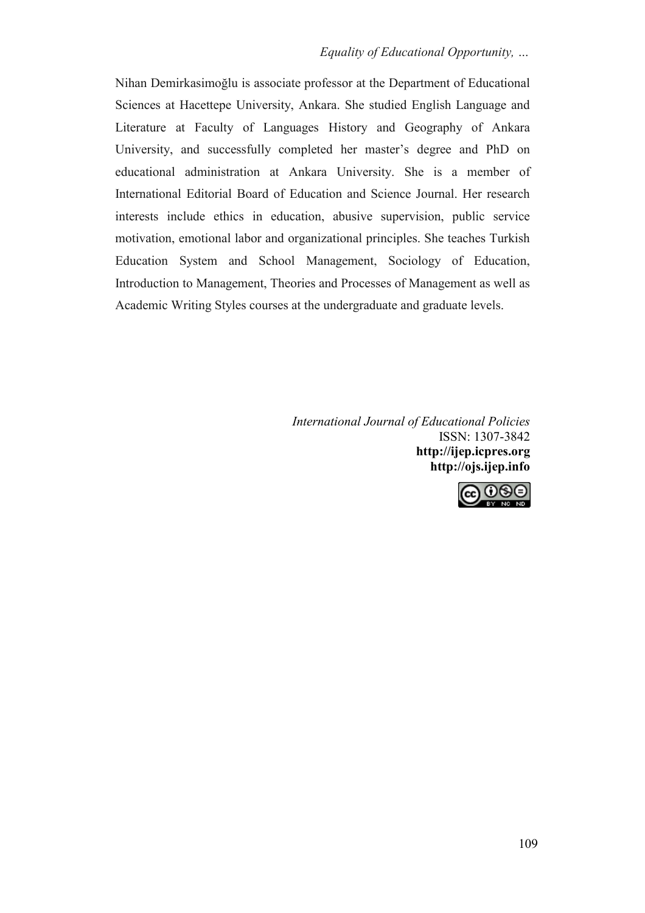Nihan Demirkasimoğlu is associate professor at the Department of Educational Sciences at Hacettepe University, Ankara. She studied English Language and Literature at Faculty of Languages History and Geography of Ankara University, and successfully completed her master's degree and PhD on educational administration at Ankara University. She is a member of International Editorial Board of Education and Science Journal. Her research interests include ethics in education, abusive supervision, public service motivation, emotional labor and organizational principles. She teaches Turkish Education System and School Management, Sociology of Education, Introduction to Management, Theories and Processes of Management as well as Academic Writing Styles courses at the undergraduate and graduate levels.

*International Journal of Educational Policies*
ISSN: 1307-3842
**http://ijep.icpres.org**
**http://ojs.ijep.info**